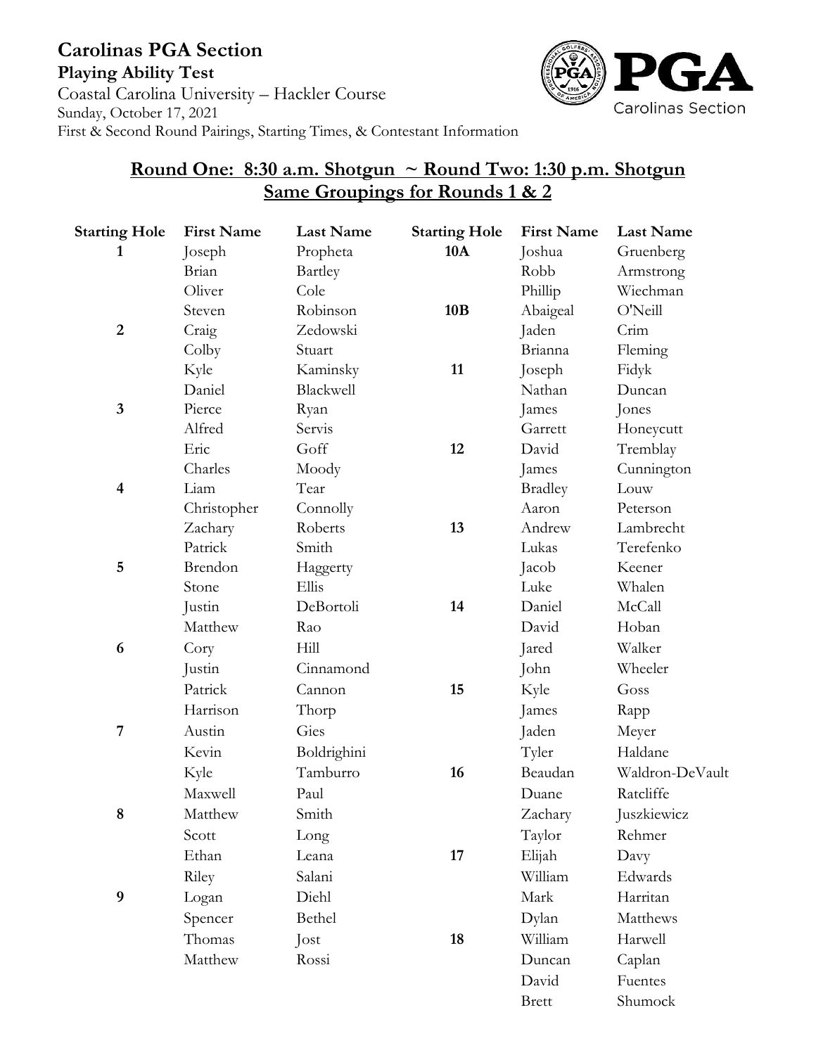# Carolinas PGA Section

**Playing Ability Test**

Coastal Carolina University – Hackler Course

Sunday, October 17, 2021

First & Second Round Pairings, Starting Times, & Contestant Information

## Round One: 8:30 a.m. Shotgun ~ Round Two: 1:30 p.m. Shotgun

## Same Groupings for Rounds 1 & 2

| Starting Hole | First Name | Last Name | Starting Hole | First Name | Last Name |
|---|---|---|---|---|---|
| **1** | Joseph | Propheta | **10A** | Joshua | Gruenberg |
| | Brian | Bartley | | Robb | Armstrong |
| | Oliver | Cole | | Phillip | Wiechman |
| | Steven | Robinson | **10B** | Abaigeal | O'Neill |
| **2** | Craig | Zedowski | | Jaden | Crim |
| | Colby | Stuart | | Brianna | Fleming |
| | Kyle | Kaminsky | **11** | Joseph | Fidyk |
| | Daniel | Blackwell | | Nathan | Duncan |
| **3** | Pierce | Ryan | | James | Jones |
| | Alfred | Servis | | Garrett | Honeycutt |
| | Eric | Goff | **12** | David | Tremblay |
| | Charles | Moody | | James | Cunnington |
| **4** | Liam | Tear | | Bradley | Louw |
| | Christopher | Connolly | | Aaron | Peterson |
| | Zachary | Roberts | **13** | Andrew | Lambrecht |
| | Patrick | Smith | | Lukas | Terefenko |
| **5** | Brendon | Haggerty | | Jacob | Keener |
| | Stone | Ellis | | Luke | Whalen |
| | Justin | DeBortoli | **14** | Daniel | McCall |
| | Matthew | Rao | | David | Hoban |
| **6** | Cory | Hill | | Jared | Walker |
| | Justin | Cinnamond | | John | Wheeler |
| | Patrick | Cannon | **15** | Kyle | Goss |
| | Harrison | Thorp | | James | Rapp |
| **7** | Austin | Gies | | Jaden | Meyer |
| | Kevin | Boldrighini | | Tyler | Haldane |
| | Kyle | Tamburro | **16** | Beaudan | Waldron-DeVault |
| | Maxwell | Paul | | Duane | Ratcliffe |
| **8** | Matthew | Smith | | Zachary | Juszkiewicz |
| | Scott | Long | | Taylor | Rehmer |
| | Ethan | Leana | **17** | Elijah | Davy |
| | Riley | Salani | | William | Edwards |
| **9** | Logan | Diehl | | Mark | Harritan |
| | Spencer | Bethel | | Dylan | Matthews |
| | Thomas | Jost | **18** | William | Harwell |
| | Matthew | Rossi | | Duncan | Caplan |
| | | | | David | Fuentes |
| | | | | Brett | Shumock |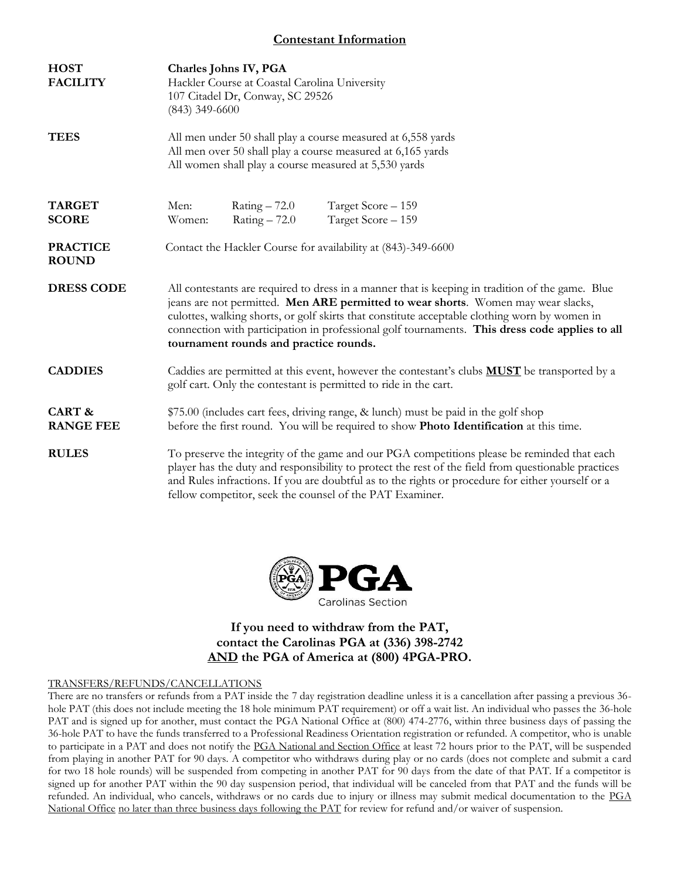## Contestant Information

| | |
|---|---|
| **HOST FACILITY** | **Charles Johns IV, PGA**<br>Hackler Course at Coastal Carolina University<br>107 Citadel Dr, Conway, SC 29526<br>(843) 349-6600 |
| **TEES** | All men under 50 shall play a course measured at 6,558 yards<br>All men over 50 shall play a course measured at 6,165 yards<br>All women shall play a course measured at 5,530 yards |
| **TARGET SCORE** | Men: Rating – 72.0 Target Score – 159<br>Women: Rating – 72.0 Target Score – 159 |
| **PRACTICE ROUND** | Contact the Hackler Course for availability at (843)-349-6600 |
| **DRESS CODE** | All contestants are required to dress in a manner that is keeping in tradition of the game. Blue jeans are not permitted. **Men ARE permitted to wear shorts**. Women may wear slacks, culottes, walking shorts, or golf skirts that constitute acceptable clothing worn by women in connection with participation in professional golf tournaments. **This dress code applies to all tournament rounds and practice rounds.** |
| **CADDIES** | Caddies are permitted at this event, however the contestant's clubs **MUST** be transported by a golf cart. Only the contestant is permitted to ride in the cart. |
| **CART & RANGE FEE** | $75.00 (includes cart fees, driving range, & lunch) must be paid in the golf shop before the first round. You will be required to show **Photo Identification** at this time. |
| **RULES** | To preserve the integrity of the game and our PGA competitions please be reminded that each player has the duty and responsibility to protect the rest of the field from questionable practices and Rules infractions. If you are doubtful as to the rights or procedure for either yourself or a fellow competitor, seek the counsel of the PAT Examiner. |

PGA Carolinas Section

**If you need to withdraw from the PAT, contact the Carolinas PGA at (336) 398-2742 AND the PGA of America at (800) 4PGA-PRO.**

TRANSFERS/REFUNDS/CANCELLATIONS

There are no transfers or refunds from a PAT inside the 7 day registration deadline unless it is a cancellation after passing a previous 36-hole PAT (this does not include meeting the 18 hole minimum PAT requirement) or off a wait list. An individual who passes the 36-hole PAT and is signed up for another, must contact the PGA National Office at (800) 474-2776, within three business days of passing the 36-hole PAT to have the funds transferred to a Professional Readiness Orientation registration or refunded. A competitor, who is unable to participate in a PAT and does not notify the PGA National and Section Office at least 72 hours prior to the PAT, will be suspended from playing in another PAT for 90 days. A competitor who withdraws during play or no cards (does not complete and submit a card for two 18 hole rounds) will be suspended from competing in another PAT for 90 days from the date of that PAT. If a competitor is signed up for another PAT within the 90 day suspension period, that individual will be canceled from that PAT and the funds will be refunded. An individual, who cancels, withdraws or no cards due to injury or illness may submit medical documentation to the PGA National Office no later than three business days following the PAT for review for refund and/or waiver of suspension.